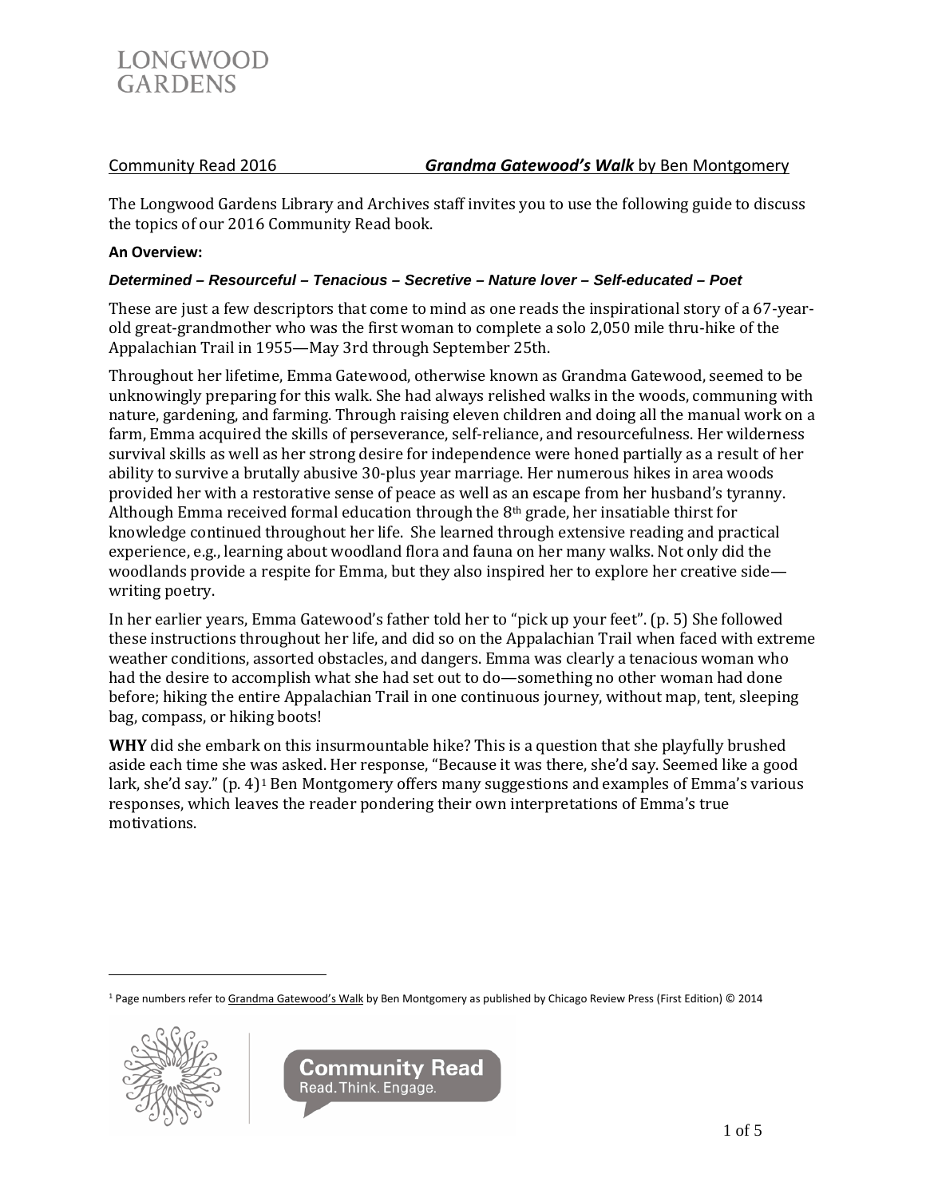LONGWOOD GARDENS

Community Read 2016 ***Grandma Gatewood's Walk*** by Ben Montgomery

The Longwood Gardens Library and Archives staff invites you to use the following guide to discuss the topics of our 2016 Community Read book.

**An Overview:**

***Determined – Resourceful – Tenacious – Secretive – Nature lover – Self-educated – Poet***

These are just a few descriptors that come to mind as one reads the inspirational story of a 67-year-old great-grandmother who was the first woman to complete a solo 2,050 mile thru-hike of the Appalachian Trail in 1955—May 3rd through September 25th.

Throughout her lifetime, Emma Gatewood, otherwise known as Grandma Gatewood, seemed to be unknowingly preparing for this walk. She had always relished walks in the woods, communing with nature, gardening, and farming. Through raising eleven children and doing all the manual work on a farm, Emma acquired the skills of perseverance, self-reliance, and resourcefulness. Her wilderness survival skills as well as her strong desire for independence were honed partially as a result of her ability to survive a brutally abusive 30-plus year marriage. Her numerous hikes in area woods provided her with a restorative sense of peace as well as an escape from her husband's tyranny. Although Emma received formal education through the 8th grade, her insatiable thirst for knowledge continued throughout her life. She learned through extensive reading and practical experience, e.g., learning about woodland flora and fauna on her many walks. Not only did the woodlands provide a respite for Emma, but they also inspired her to explore her creative side—writing poetry.

In her earlier years, Emma Gatewood's father told her to "pick up your feet". (p. 5) She followed these instructions throughout her life, and did so on the Appalachian Trail when faced with extreme weather conditions, assorted obstacles, and dangers. Emma was clearly a tenacious woman who had the desire to accomplish what she had set out to do—something no other woman had done before; hiking the entire Appalachian Trail in one continuous journey, without map, tent, sleeping bag, compass, or hiking boots!

**WHY** did she embark on this insurmountable hike? This is a question that she playfully brushed aside each time she was asked. Her response, "Because it was there, she'd say. Seemed like a good lark, she'd say." (p. 4)[1] Ben Montgomery offers many suggestions and examples of Emma's various responses, which leaves the reader pondering their own interpretations of Emma's true motivations.

[1] Page numbers refer to Grandma Gatewood's Walk by Ben Montgomery as published by Chicago Review Press (First Edition) © 2014

Community Read
Read. Think. Engage.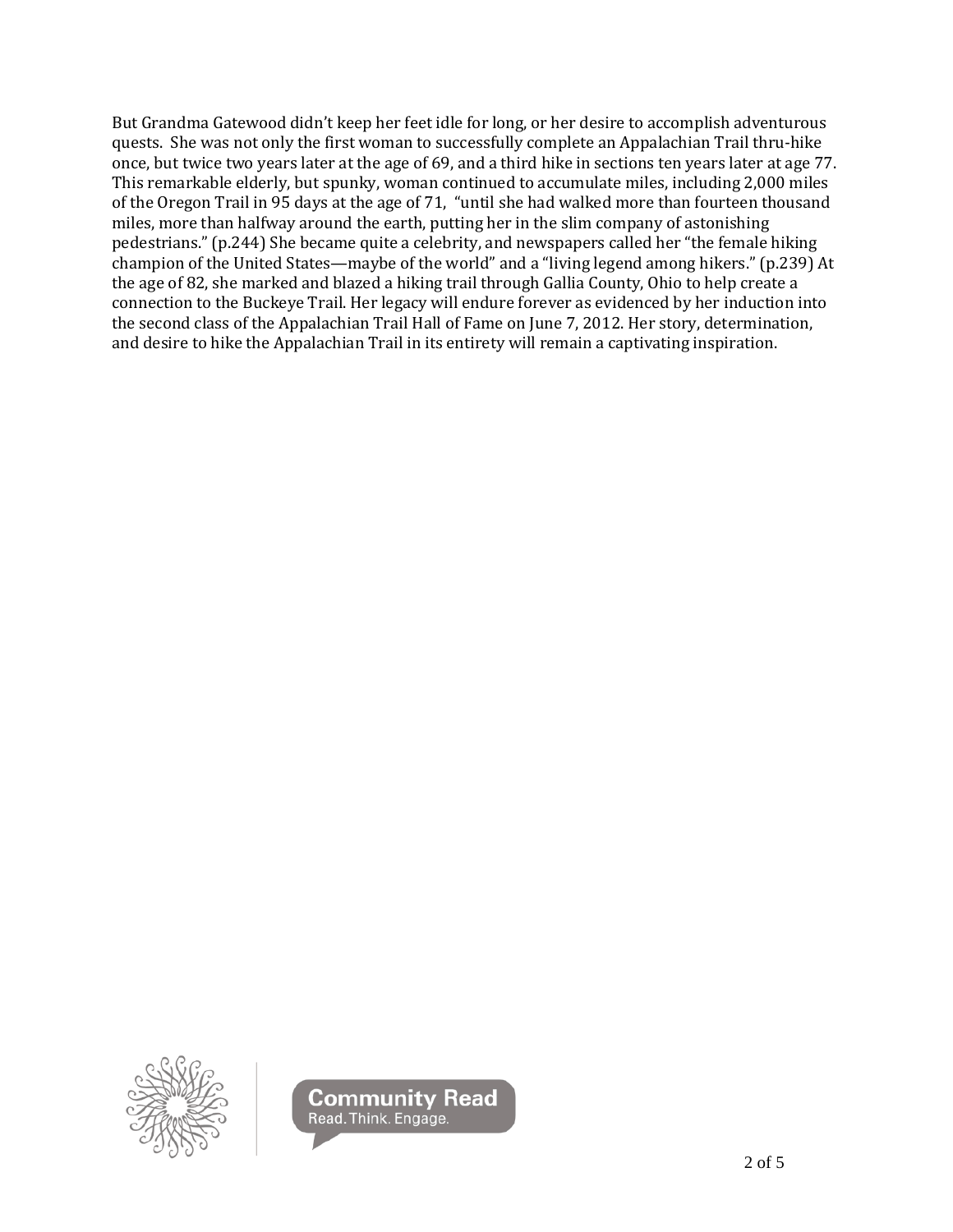But Grandma Gatewood didn't keep her feet idle for long, or her desire to accomplish adventurous quests. She was not only the first woman to successfully complete an Appalachian Trail thru-hike once, but twice two years later at the age of 69, and a third hike in sections ten years later at age 77. This remarkable elderly, but spunky, woman continued to accumulate miles, including 2,000 miles of the Oregon Trail in 95 days at the age of 71, "until she had walked more than fourteen thousand miles, more than halfway around the earth, putting her in the slim company of astonishing pedestrians." (p.244) She became quite a celebrity, and newspapers called her "the female hiking champion of the United States—maybe of the world" and a "living legend among hikers." (p.239) At the age of 82, she marked and blazed a hiking trail through Gallia County, Ohio to help create a connection to the Buckeye Trail. Her legacy will endure forever as evidenced by her induction into the second class of the Appalachian Trail Hall of Fame on June 7, 2012. Her story, determination, and desire to hike the Appalachian Trail in its entirety will remain a captivating inspiration.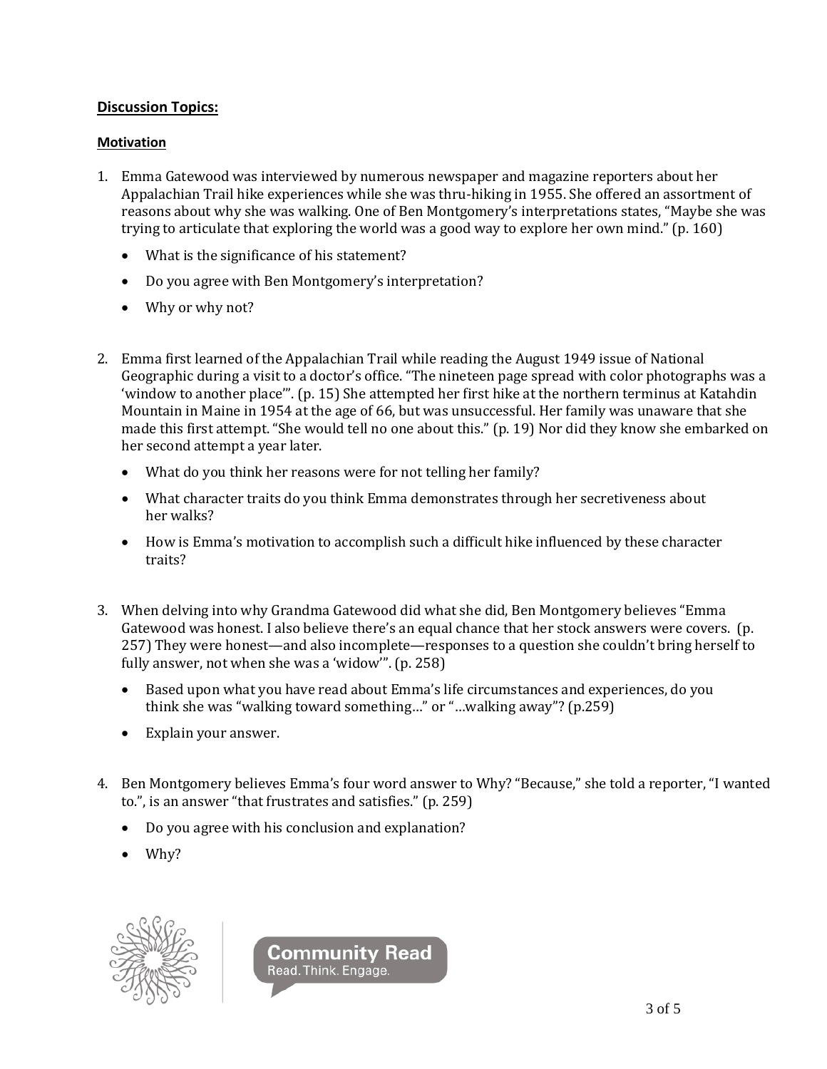**Discussion Topics:**

**Motivation**

1. Emma Gatewood was interviewed by numerous newspaper and magazine reporters about her Appalachian Trail hike experiences while she was thru-hiking in 1955. She offered an assortment of reasons about why she was walking. One of Ben Montgomery's interpretations states, "Maybe she was trying to articulate that exploring the world was a good way to explore her own mind." (p. 160)

   - What is the significance of his statement?
   - Do you agree with Ben Montgomery's interpretation?
   - Why or why not?

2. Emma first learned of the Appalachian Trail while reading the August 1949 issue of National Geographic during a visit to a doctor's office. "The nineteen page spread with color photographs was a 'window to another place'". (p. 15) She attempted her first hike at the northern terminus at Katahdin Mountain in Maine in 1954 at the age of 66, but was unsuccessful. Her family was unaware that she made this first attempt. "She would tell no one about this." (p. 19) Nor did they know she embarked on her second attempt a year later.

   - What do you think her reasons were for not telling her family?
   - What character traits do you think Emma demonstrates through her secretiveness about her walks?
   - How is Emma's motivation to accomplish such a difficult hike influenced by these character traits?

3. When delving into why Grandma Gatewood did what she did, Ben Montgomery believes "Emma Gatewood was honest. I also believe there's an equal chance that her stock answers were covers. (p. 257) They were honest—and also incomplete—responses to a question she couldn't bring herself to fully answer, not when she was a 'widow'". (p. 258)

   - Based upon what you have read about Emma's life circumstances and experiences, do you think she was "walking toward something…" or "…walking away"? (p.259)
   - Explain your answer.

4. Ben Montgomery believes Emma's four word answer to Why? "Because," she told a reporter, "I wanted to.", is an answer "that frustrates and satisfies." (p. 259)

   - Do you agree with his conclusion and explanation?
   - Why?

Community Read
Read. Think. Engage.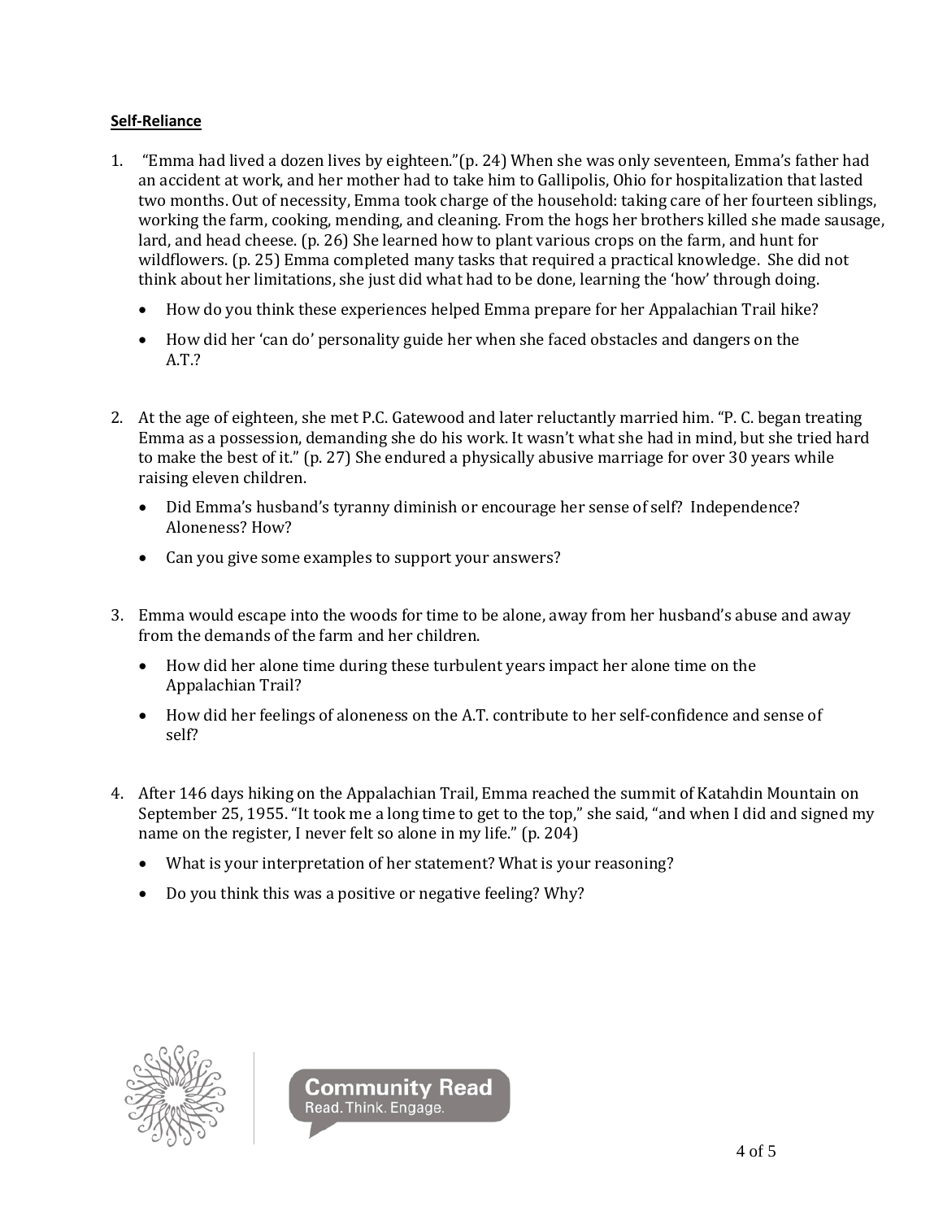**Self-Reliance**

1. "Emma had lived a dozen lives by eighteen."(p. 24) When she was only seventeen, Emma's father had an accident at work, and her mother had to take him to Gallipolis, Ohio for hospitalization that lasted two months. Out of necessity, Emma took charge of the household: taking care of her fourteen siblings, working the farm, cooking, mending, and cleaning. From the hogs her brothers killed she made sausage, lard, and head cheese. (p. 26) She learned how to plant various crops on the farm, and hunt for wildflowers. (p. 25) Emma completed many tasks that required a practical knowledge. She did not think about her limitations, she just did what had to be done, learning the 'how' through doing.
   - How do you think these experiences helped Emma prepare for her Appalachian Trail hike?
   - How did her 'can do' personality guide her when she faced obstacles and dangers on the A.T.?

2. At the age of eighteen, she met P.C. Gatewood and later reluctantly married him. "P. C. began treating Emma as a possession, demanding she do his work. It wasn't what she had in mind, but she tried hard to make the best of it." (p. 27) She endured a physically abusive marriage for over 30 years while raising eleven children.
   - Did Emma's husband's tyranny diminish or encourage her sense of self? Independence? Aloneness? How?
   - Can you give some examples to support your answers?

3. Emma would escape into the woods for time to be alone, away from her husband's abuse and away from the demands of the farm and her children.
   - How did her alone time during these turbulent years impact her alone time on the Appalachian Trail?
   - How did her feelings of aloneness on the A.T. contribute to her self-confidence and sense of self?

4. After 146 days hiking on the Appalachian Trail, Emma reached the summit of Katahdin Mountain on September 25, 1955. "It took me a long time to get to the top," she said, "and when I did and signed my name on the register, I never felt so alone in my life." (p. 204)
   - What is your interpretation of her statement? What is your reasoning?
   - Do you think this was a positive or negative feeling? Why?

Community Read
Read. Think. Engage.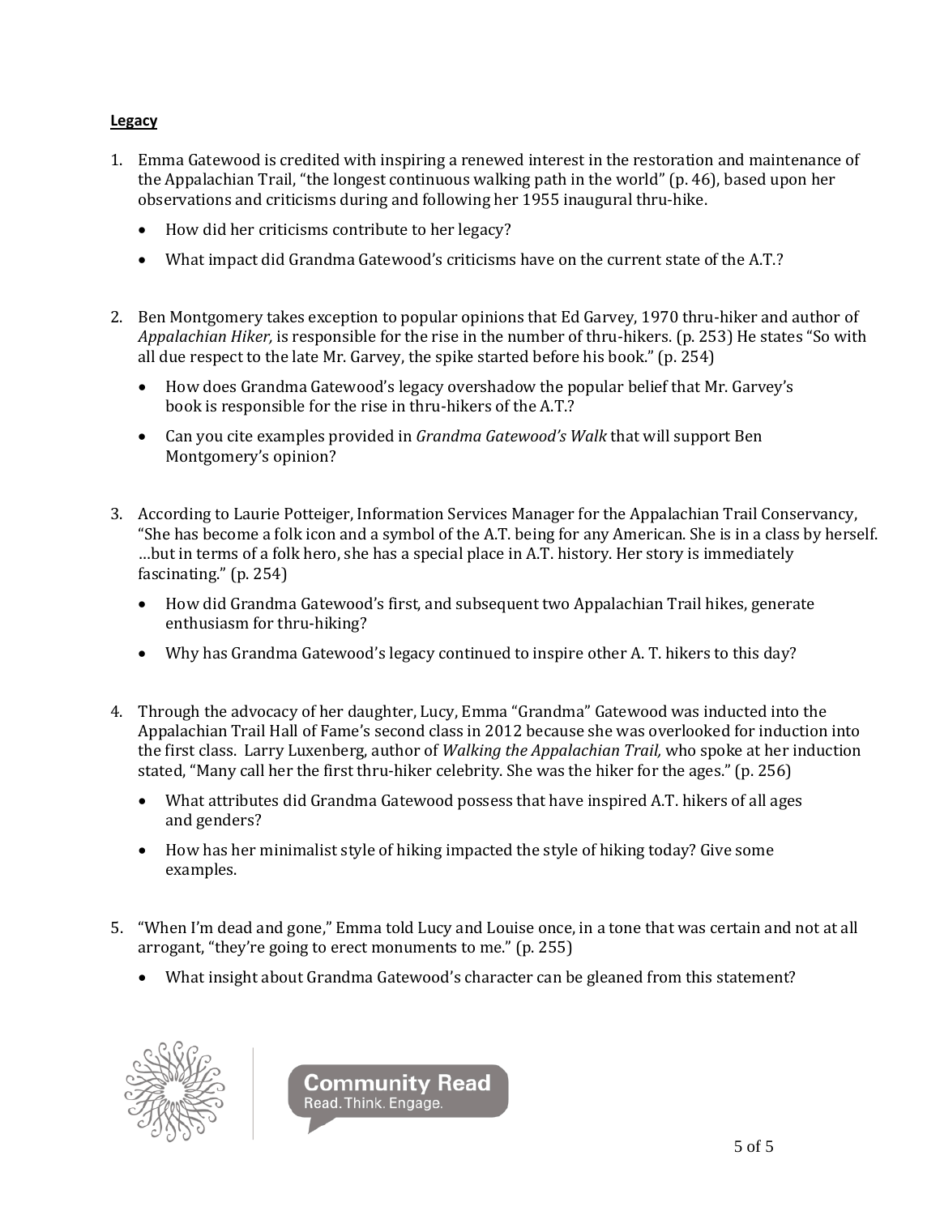**Legacy**

1. Emma Gatewood is credited with inspiring a renewed interest in the restoration and maintenance of the Appalachian Trail, "the longest continuous walking path in the world" (p. 46), based upon her observations and criticisms during and following her 1955 inaugural thru-hike.
   - How did her criticisms contribute to her legacy?
   - What impact did Grandma Gatewood's criticisms have on the current state of the A.T.?

2. Ben Montgomery takes exception to popular opinions that Ed Garvey, 1970 thru-hiker and author of *Appalachian Hiker,* is responsible for the rise in the number of thru-hikers. (p. 253) He states "So with all due respect to the late Mr. Garvey, the spike started before his book." (p. 254)
   - How does Grandma Gatewood's legacy overshadow the popular belief that Mr. Garvey's book is responsible for the rise in thru-hikers of the A.T.?
   - Can you cite examples provided in *Grandma Gatewood's Walk* that will support Ben Montgomery's opinion?

3. According to Laurie Potteiger, Information Services Manager for the Appalachian Trail Conservancy, "She has become a folk icon and a symbol of the A.T. being for any American. She is in a class by herself. …but in terms of a folk hero, she has a special place in A.T. history. Her story is immediately fascinating." (p. 254)
   - How did Grandma Gatewood's first, and subsequent two Appalachian Trail hikes, generate enthusiasm for thru-hiking?
   - Why has Grandma Gatewood's legacy continued to inspire other A. T. hikers to this day?

4. Through the advocacy of her daughter, Lucy, Emma "Grandma" Gatewood was inducted into the Appalachian Trail Hall of Fame's second class in 2012 because she was overlooked for induction into the first class. Larry Luxenberg, author of *Walking the Appalachian Trail,* who spoke at her induction stated, "Many call her the first thru-hiker celebrity. She was the hiker for the ages." (p. 256)
   - What attributes did Grandma Gatewood possess that have inspired A.T. hikers of all ages and genders?
   - How has her minimalist style of hiking impacted the style of hiking today? Give some examples.

5. "When I'm dead and gone," Emma told Lucy and Louise once, in a tone that was certain and not at all arrogant, "they're going to erect monuments to me." (p. 255)
   - What insight about Grandma Gatewood's character can be gleaned from this statement?

Community Read
Read. Think. Engage.